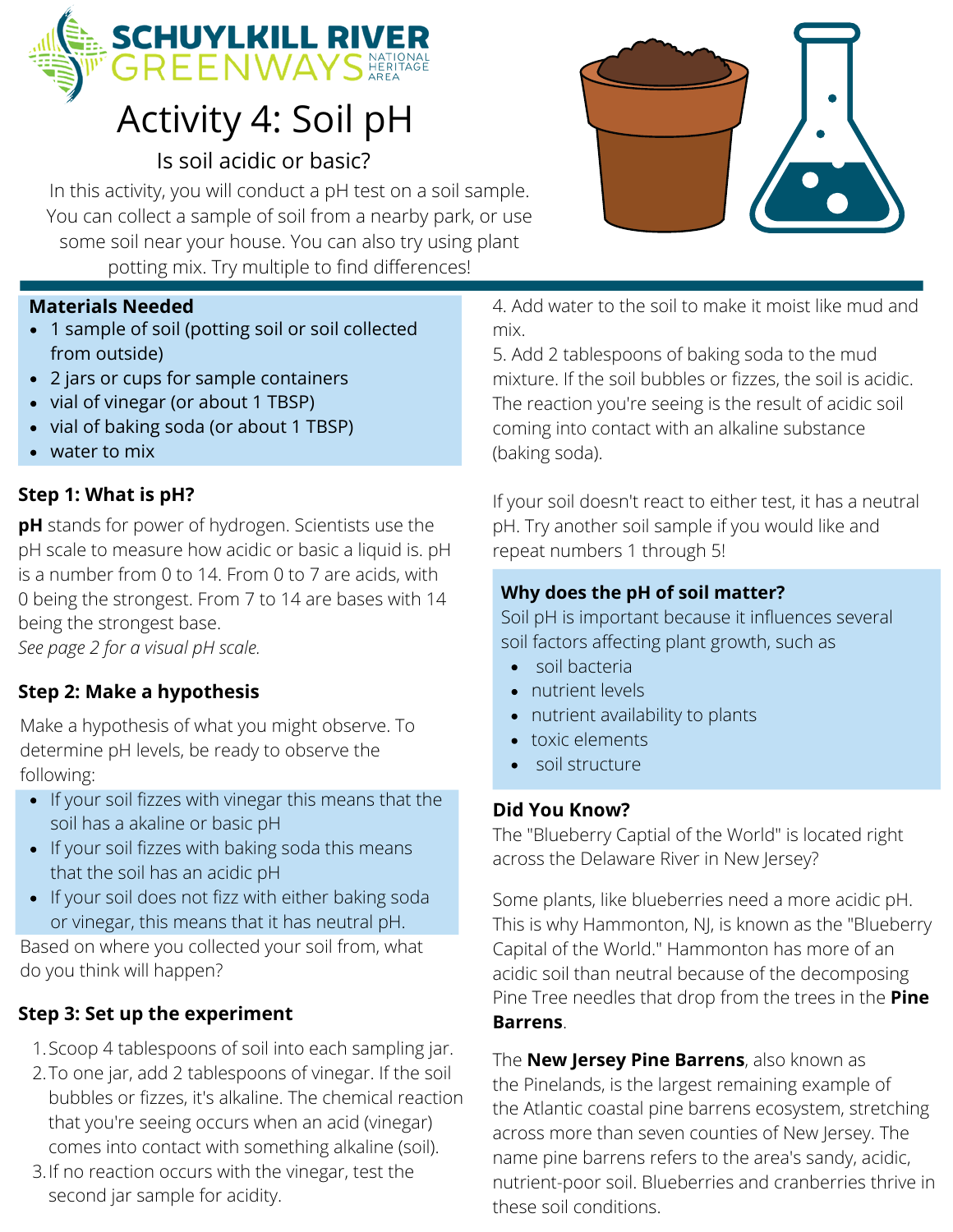SCHUYLKILL RIVER GREENWAYS NATIONAL HERITAGE AREA

# Activity 4: Soil pH

## Is soil acidic or basic?

In this activity, you will conduct a pH test on a soil sample. You can collect a sample of soil from a nearby park, or use some soil near your house. You can also try using plant potting mix. Try multiple to find differences!

### Materials Needed

- 1 sample of soil (potting soil or soil collected from outside)
- 2 jars or cups for sample containers
- vial of vinegar (or about 1 TBSP)
- vial of baking soda (or about 1 TBSP)
- water to mix

### Step 1: What is pH?

**pH** stands for power of hydrogen. Scientists use the pH scale to measure how acidic or basic a liquid is. pH is a number from 0 to 14. From 0 to 7 are acids, with 0 being the strongest. From 7 to 14 are bases with 14 being the strongest base.

*See page 2 for a visual pH scale.*

### Step 2: Make a hypothesis

Make a hypothesis of what you might observe. To determine pH levels, be ready to observe the following:

- If your soil fizzes with vinegar this means that the soil has a akaline or basic pH
- If your soil fizzes with baking soda this means that the soil has an acidic pH
- If your soil does not fizz with either baking soda or vinegar, this means that it has neutral pH.

Based on where you collected your soil from, what do you think will happen?

### Step 3: Set up the experiment

1. Scoop 4 tablespoons of soil into each sampling jar.
2. To one jar, add 2 tablespoons of vinegar. If the soil bubbles or fizzes, it's alkaline. The chemical reaction that you're seeing occurs when an acid (vinegar) comes into contact with something alkaline (soil).
3. If no reaction occurs with the vinegar, test the second jar sample for acidity.
4. Add water to the soil to make it moist like mud and mix.
5. Add 2 tablespoons of baking soda to the mud mixture. If the soil bubbles or fizzes, the soil is acidic. The reaction you're seeing is the result of acidic soil coming into contact with an alkaline substance (baking soda).

If your soil doesn't react to either test, it has a neutral pH. Try another soil sample if you would like and repeat numbers 1 through 5!

### Why does the pH of soil matter?

Soil pH is important because it influences several soil factors affecting plant growth, such as

- soil bacteria
- nutrient levels
- nutrient availability to plants
- toxic elements
- soil structure

### Did You Know?

The "Blueberry Captial of the World" is located right across the Delaware River in New Jersey?

Some plants, like blueberries need a more acidic pH. This is why Hammonton, NJ, is known as the "Blueberry Capital of the World." Hammonton has more of an acidic soil than neutral because of the decomposing Pine Tree needles that drop from the trees in the **Pine Barrens**.

The **New Jersey Pine Barrens**, also known as the Pinelands, is the largest remaining example of the Atlantic coastal pine barrens ecosystem, stretching across more than seven counties of New Jersey. The name pine barrens refers to the area's sandy, acidic, nutrient-poor soil. Blueberries and cranberries thrive in these soil conditions.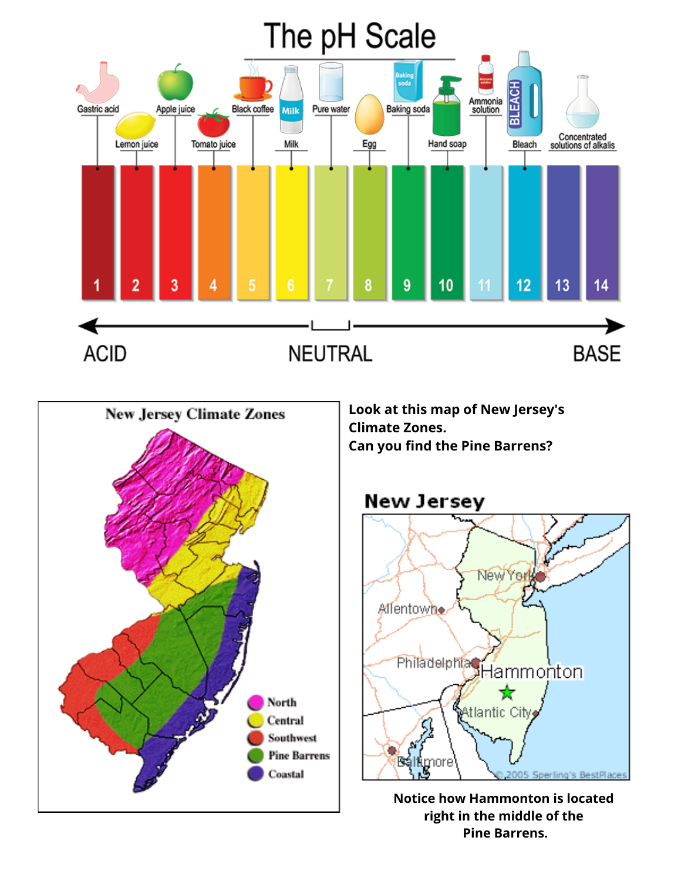# The pH Scale

Gastric acid, Lemon juice, Apple juice, Tomato juice, Black coffee, Milk, Pure water, Egg, Baking soda, Hand soap, Ammonia solution, Bleach, Concentrated solutions of alkalis

1 2 3 4 5 6 7 8 9 10 11 12 13 14

ACID — NEUTRAL — BASE

## New Jersey Climate Zones

- North
- Central
- Southwest
- Pine Barrens
- Coastal

**Look at this map of New Jersey's Climate Zones. Can you find the Pine Barrens?**

## New Jersey

New York, Allentown, Philadelphia, Hammonton, Atlantic City, Baltimore

© 2005 Sperling's BestPlaces

**Notice how Hammonton is located right in the middle of the Pine Barrens.**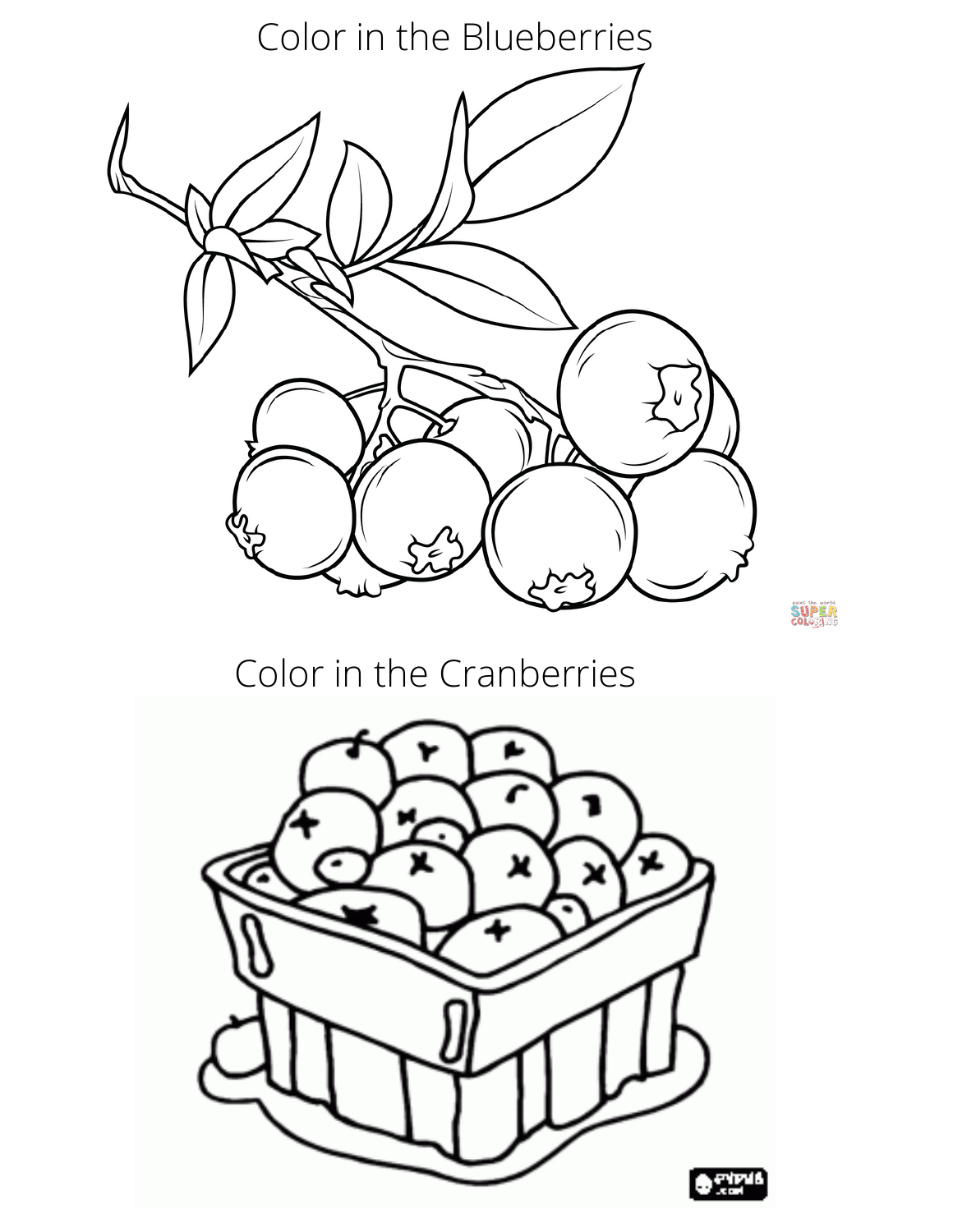Color in the Blueberries

Color in the Cranberries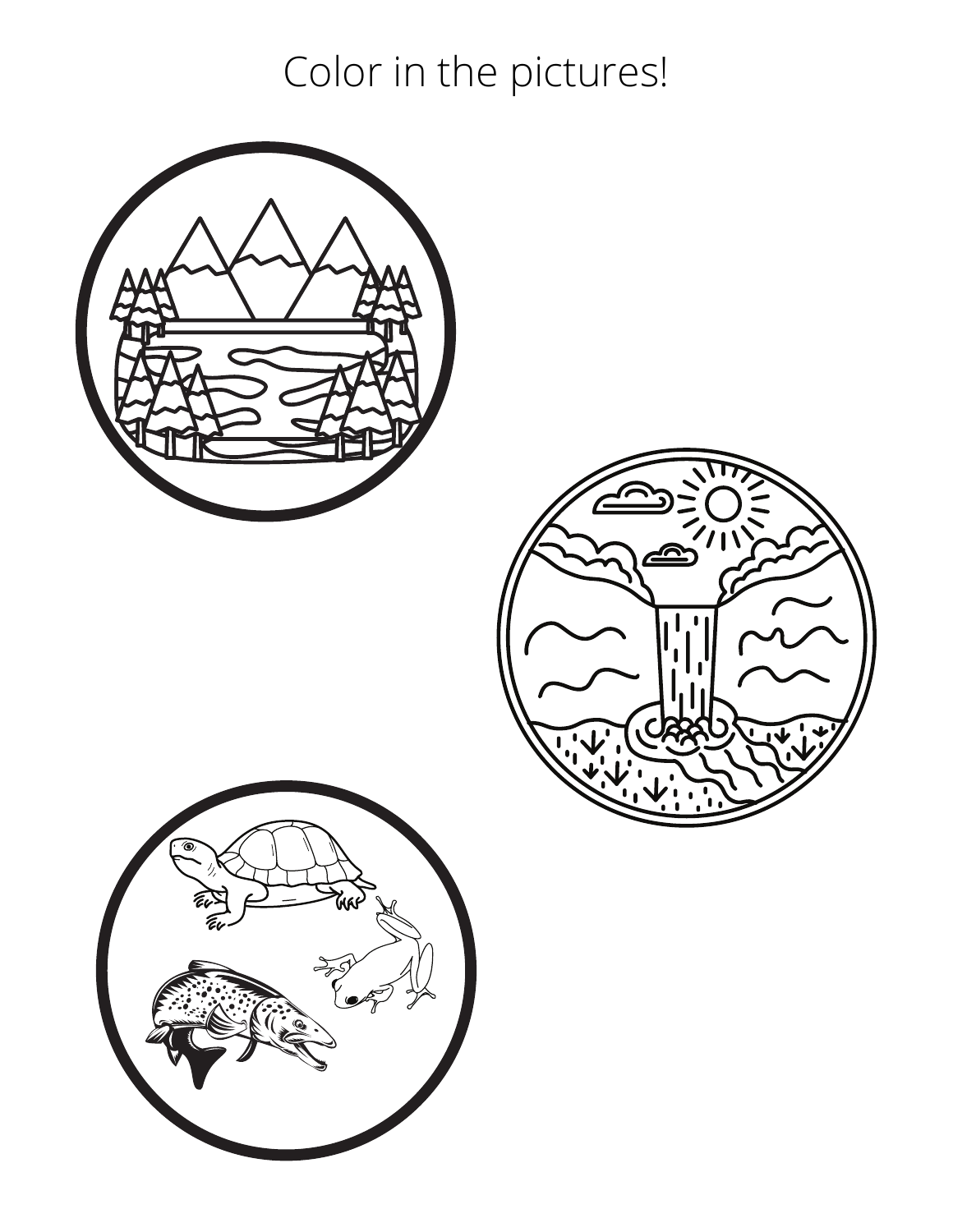Color in the pictures!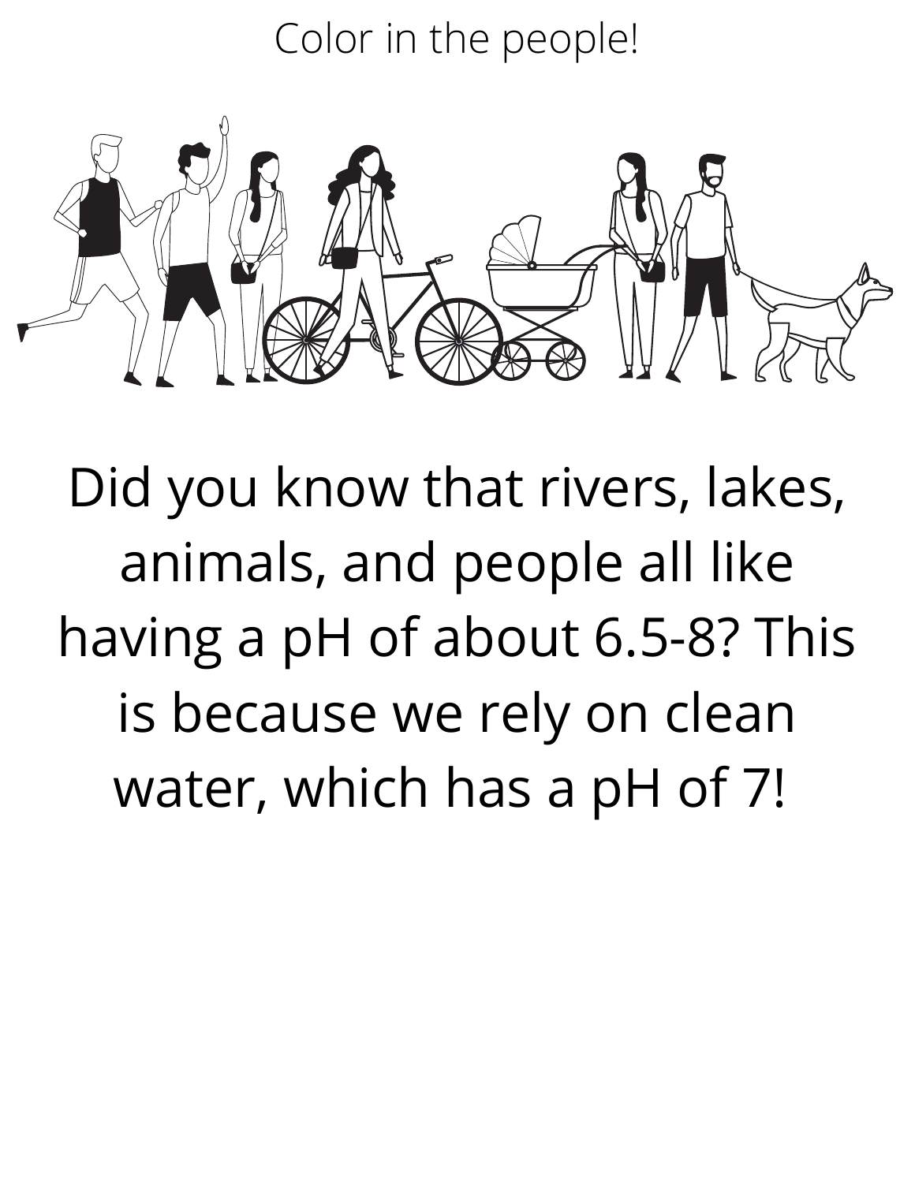Color in the people!

Did you know that rivers, lakes, animals, and people all like having a pH of about 6.5-8? This is because we rely on clean water, which has a pH of 7!